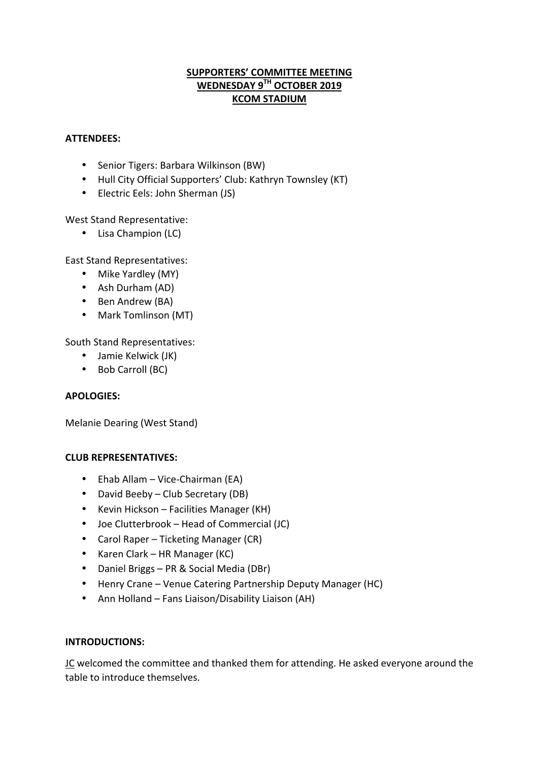# SUPPORTERS' COMMITTEE MEETING
## WEDNESDAY 9TH OCTOBER 2019
## KCOM STADIUM

**ATTENDEES:**

- Senior Tigers: Barbara Wilkinson (BW)
- Hull City Official Supporters' Club: Kathryn Townsley (KT)
- Electric Eels: John Sherman (JS)

West Stand Representative:

- Lisa Champion (LC)

East Stand Representatives:

- Mike Yardley (MY)
- Ash Durham (AD)
- Ben Andrew (BA)
- Mark Tomlinson (MT)

South Stand Representatives:

- Jamie Kelwick (JK)
- Bob Carroll (BC)

**APOLOGIES:**

Melanie Dearing (West Stand)

**CLUB REPRESENTATIVES:**

- Ehab Allam – Vice-Chairman (EA)
- David Beeby – Club Secretary (DB)
- Kevin Hickson – Facilities Manager (KH)
- Joe Clutterbrook – Head of Commercial (JC)
- Carol Raper – Ticketing Manager (CR)
- Karen Clark – HR Manager (KC)
- Daniel Briggs – PR & Social Media (DBr)
- Henry Crane – Venue Catering Partnership Deputy Manager (HC)
- Ann Holland – Fans Liaison/Disability Liaison (AH)

**INTRODUCTIONS:**

JC welcomed the committee and thanked them for attending. He asked everyone around the table to introduce themselves.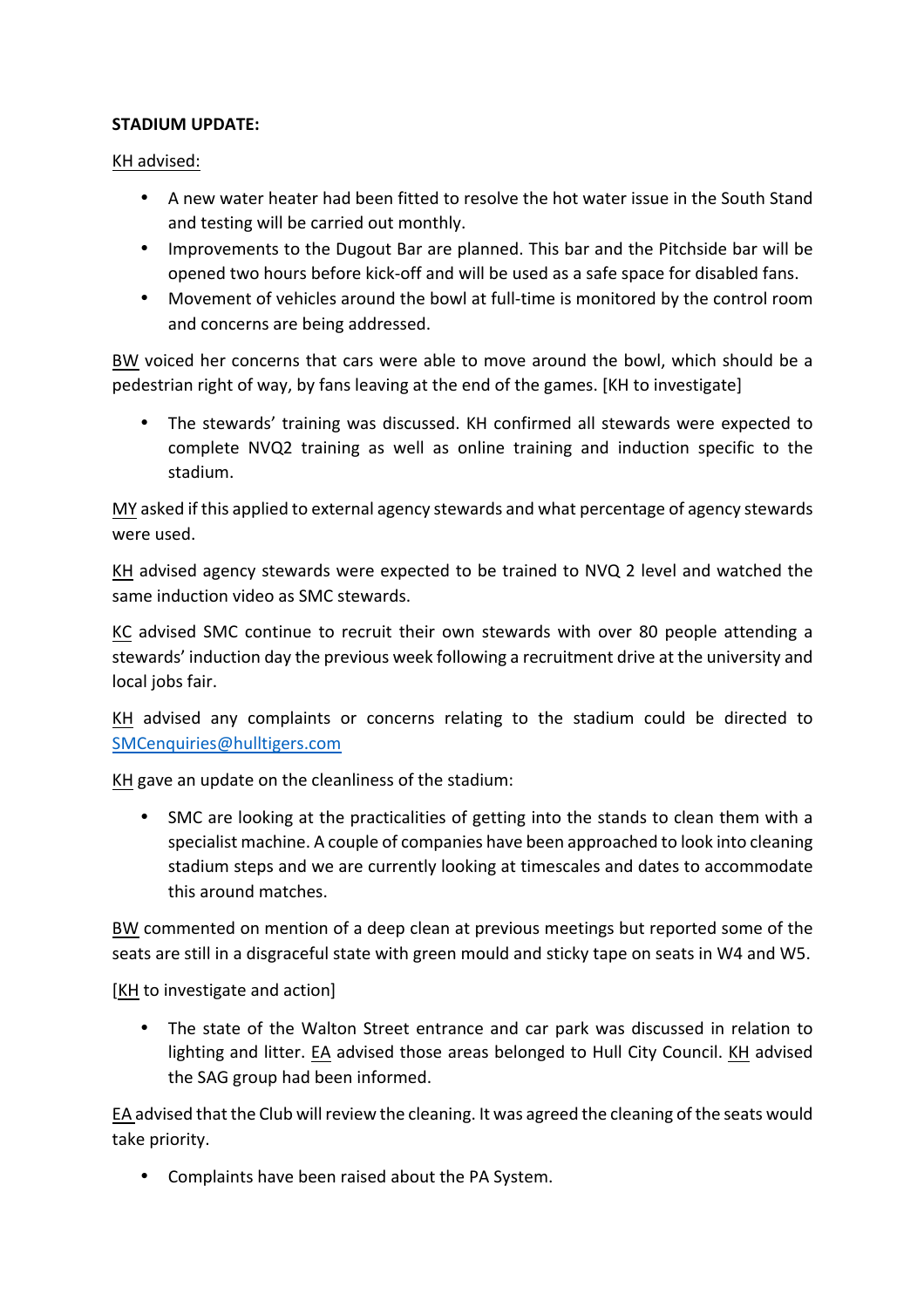**STADIUM UPDATE:**

KH advised:

- A new water heater had been fitted to resolve the hot water issue in the South Stand and testing will be carried out monthly.
- Improvements to the Dugout Bar are planned. This bar and the Pitchside bar will be opened two hours before kick-off and will be used as a safe space for disabled fans.
- Movement of vehicles around the bowl at full-time is monitored by the control room and concerns are being addressed.

BW voiced her concerns that cars were able to move around the bowl, which should be a pedestrian right of way, by fans leaving at the end of the games. [KH to investigate]

- The stewards' training was discussed. KH confirmed all stewards were expected to complete NVQ2 training as well as online training and induction specific to the stadium.

MY asked if this applied to external agency stewards and what percentage of agency stewards were used.

KH advised agency stewards were expected to be trained to NVQ 2 level and watched the same induction video as SMC stewards.

KC advised SMC continue to recruit their own stewards with over 80 people attending a stewards' induction day the previous week following a recruitment drive at the university and local jobs fair.

KH advised any complaints or concerns relating to the stadium could be directed to SMCenquiries@hulltigers.com

KH gave an update on the cleanliness of the stadium:

- SMC are looking at the practicalities of getting into the stands to clean them with a specialist machine. A couple of companies have been approached to look into cleaning stadium steps and we are currently looking at timescales and dates to accommodate this around matches.

BW commented on mention of a deep clean at previous meetings but reported some of the seats are still in a disgraceful state with green mould and sticky tape on seats in W4 and W5.

[KH to investigate and action]

- The state of the Walton Street entrance and car park was discussed in relation to lighting and litter. EA advised those areas belonged to Hull City Council. KH advised the SAG group had been informed.

EA advised that the Club will review the cleaning. It was agreed the cleaning of the seats would take priority.

- Complaints have been raised about the PA System.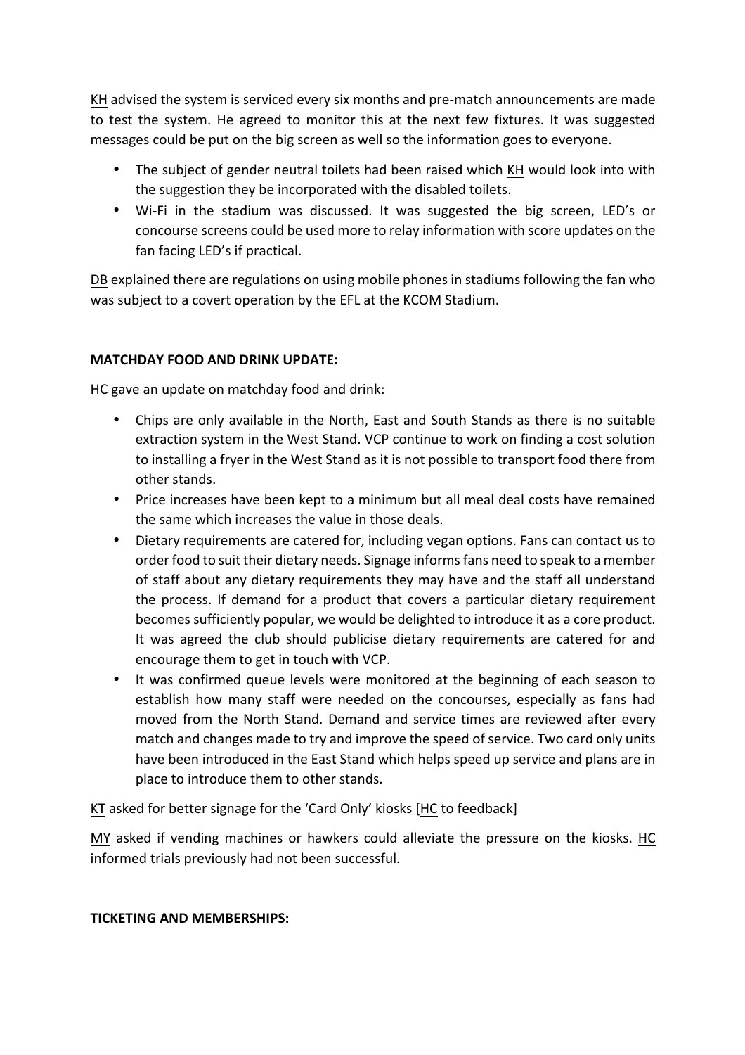KH advised the system is serviced every six months and pre-match announcements are made to test the system. He agreed to monitor this at the next few fixtures. It was suggested messages could be put on the big screen as well so the information goes to everyone.

- The subject of gender neutral toilets had been raised which KH would look into with the suggestion they be incorporated with the disabled toilets.
- Wi-Fi in the stadium was discussed. It was suggested the big screen, LED's or concourse screens could be used more to relay information with score updates on the fan facing LED's if practical.

DB explained there are regulations on using mobile phones in stadiums following the fan who was subject to a covert operation by the EFL at the KCOM Stadium.

**MATCHDAY FOOD AND DRINK UPDATE:**

HC gave an update on matchday food and drink:

- Chips are only available in the North, East and South Stands as there is no suitable extraction system in the West Stand. VCP continue to work on finding a cost solution to installing a fryer in the West Stand as it is not possible to transport food there from other stands.
- Price increases have been kept to a minimum but all meal deal costs have remained the same which increases the value in those deals.
- Dietary requirements are catered for, including vegan options. Fans can contact us to order food to suit their dietary needs. Signage informs fans need to speak to a member of staff about any dietary requirements they may have and the staff all understand the process. If demand for a product that covers a particular dietary requirement becomes sufficiently popular, we would be delighted to introduce it as a core product. It was agreed the club should publicise dietary requirements are catered for and encourage them to get in touch with VCP.
- It was confirmed queue levels were monitored at the beginning of each season to establish how many staff were needed on the concourses, especially as fans had moved from the North Stand. Demand and service times are reviewed after every match and changes made to try and improve the speed of service. Two card only units have been introduced in the East Stand which helps speed up service and plans are in place to introduce them to other stands.

KT asked for better signage for the 'Card Only' kiosks [HC to feedback]

MY asked if vending machines or hawkers could alleviate the pressure on the kiosks. HC informed trials previously had not been successful.

**TICKETING AND MEMBERSHIPS:**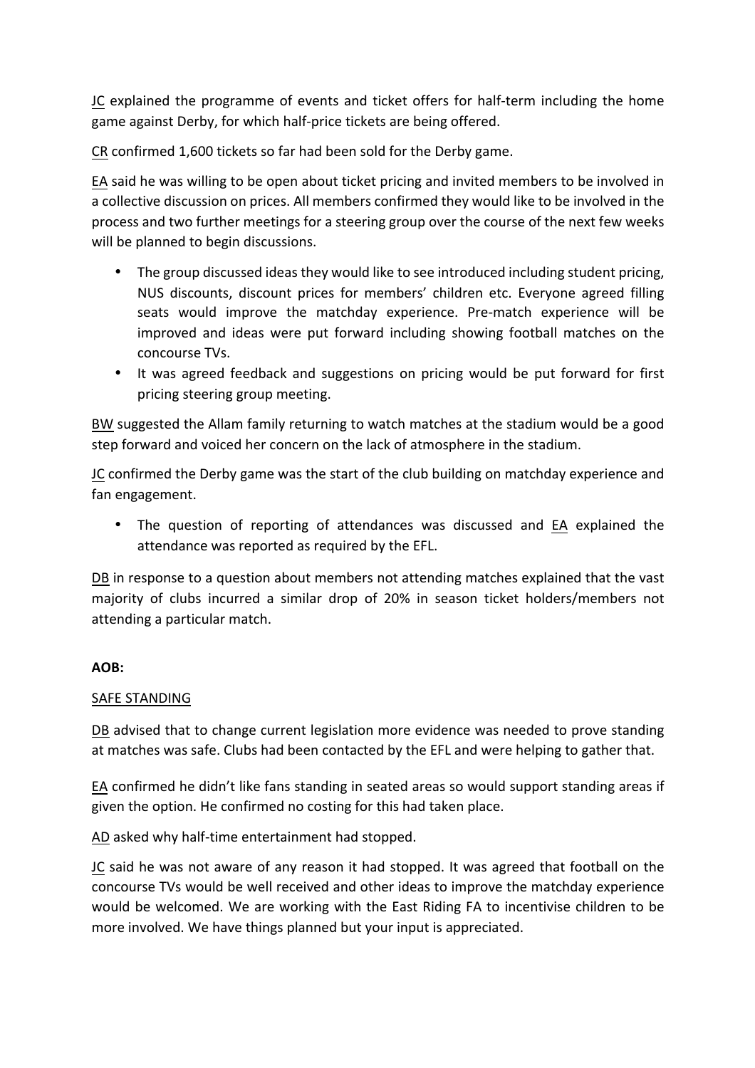<u>JC</u> explained the programme of events and ticket offers for half-term including the home game against Derby, for which half-price tickets are being offered.

<u>CR</u> confirmed 1,600 tickets so far had been sold for the Derby game.

<u>EA</u> said he was willing to be open about ticket pricing and invited members to be involved in a collective discussion on prices. All members confirmed they would like to be involved in the process and two further meetings for a steering group over the course of the next few weeks will be planned to begin discussions.

- The group discussed ideas they would like to see introduced including student pricing, NUS discounts, discount prices for members' children etc. Everyone agreed filling seats would improve the matchday experience. Pre-match experience will be improved and ideas were put forward including showing football matches on the concourse TVs.
- It was agreed feedback and suggestions on pricing would be put forward for first pricing steering group meeting.

<u>BW</u> suggested the Allam family returning to watch matches at the stadium would be a good step forward and voiced her concern on the lack of atmosphere in the stadium.

<u>JC</u> confirmed the Derby game was the start of the club building on matchday experience and fan engagement.

- The question of reporting of attendances was discussed and <u>EA</u> explained the attendance was reported as required by the EFL.

<u>DB</u> in response to a question about members not attending matches explained that the vast majority of clubs incurred a similar drop of 20% in season ticket holders/members not attending a particular match.

**AOB:**

<u>SAFE STANDING</u>

<u>DB</u> advised that to change current legislation more evidence was needed to prove standing at matches was safe. Clubs had been contacted by the EFL and were helping to gather that.

<u>EA</u> confirmed he didn't like fans standing in seated areas so would support standing areas if given the option. He confirmed no costing for this had taken place.

<u>AD</u> asked why half-time entertainment had stopped.

<u>JC</u> said he was not aware of any reason it had stopped. It was agreed that football on the concourse TVs would be well received and other ideas to improve the matchday experience would be welcomed. We are working with the East Riding FA to incentivise children to be more involved. We have things planned but your input is appreciated.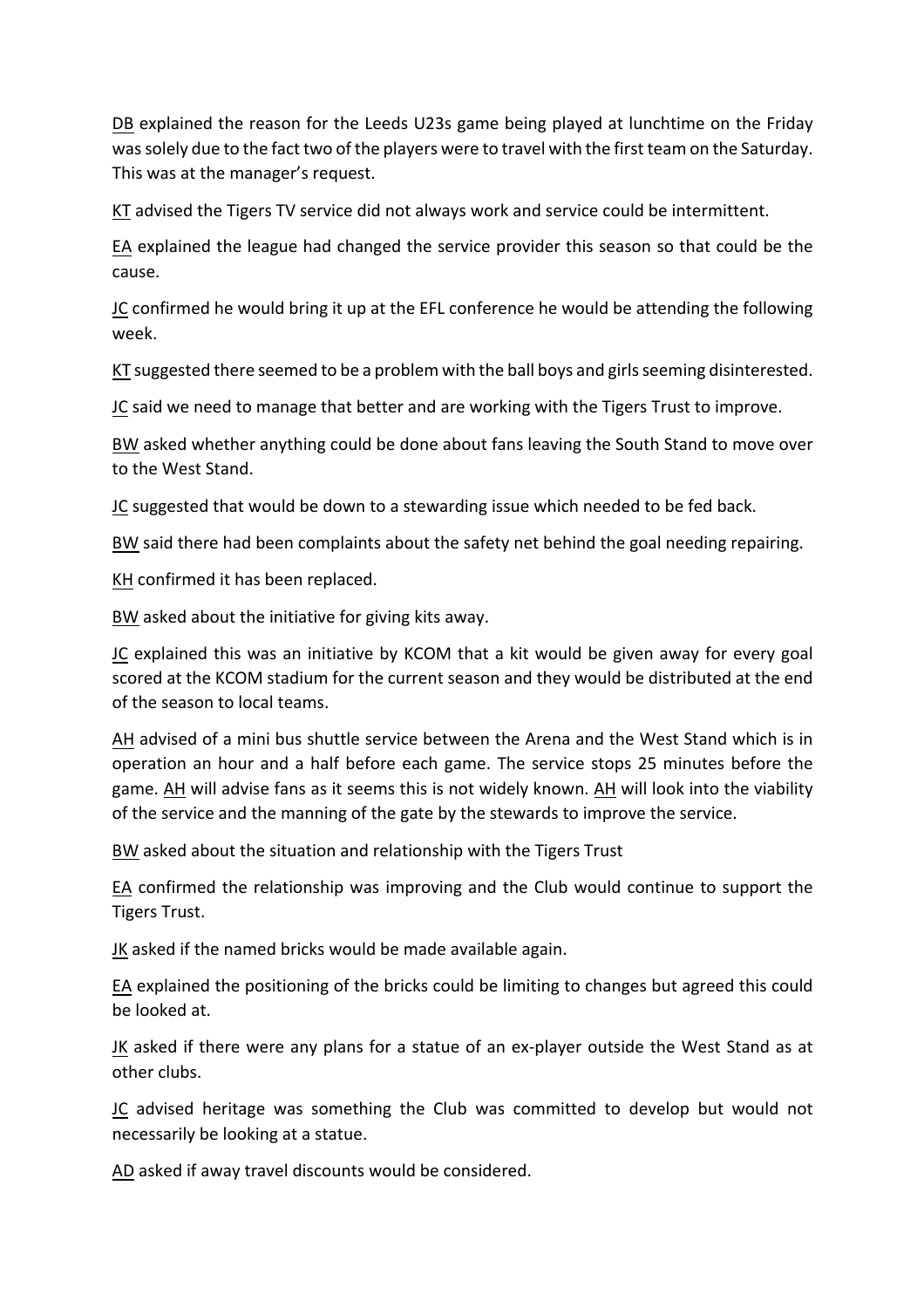DB explained the reason for the Leeds U23s game being played at lunchtime on the Friday was solely due to the fact two of the players were to travel with the first team on the Saturday. This was at the manager's request.

KT advised the Tigers TV service did not always work and service could be intermittent.

EA explained the league had changed the service provider this season so that could be the cause.

JC confirmed he would bring it up at the EFL conference he would be attending the following week.

KT suggested there seemed to be a problem with the ball boys and girls seeming disinterested.

JC said we need to manage that better and are working with the Tigers Trust to improve.

BW asked whether anything could be done about fans leaving the South Stand to move over to the West Stand.

JC suggested that would be down to a stewarding issue which needed to be fed back.

BW said there had been complaints about the safety net behind the goal needing repairing.

KH confirmed it has been replaced.

BW asked about the initiative for giving kits away.

JC explained this was an initiative by KCOM that a kit would be given away for every goal scored at the KCOM stadium for the current season and they would be distributed at the end of the season to local teams.

AH advised of a mini bus shuttle service between the Arena and the West Stand which is in operation an hour and a half before each game. The service stops 25 minutes before the game. AH will advise fans as it seems this is not widely known. AH will look into the viability of the service and the manning of the gate by the stewards to improve the service.

BW asked about the situation and relationship with the Tigers Trust

EA confirmed the relationship was improving and the Club would continue to support the Tigers Trust.

JK asked if the named bricks would be made available again.

EA explained the positioning of the bricks could be limiting to changes but agreed this could be looked at.

JK asked if there were any plans for a statue of an ex-player outside the West Stand as at other clubs.

JC advised heritage was something the Club was committed to develop but would not necessarily be looking at a statue.

AD asked if away travel discounts would be considered.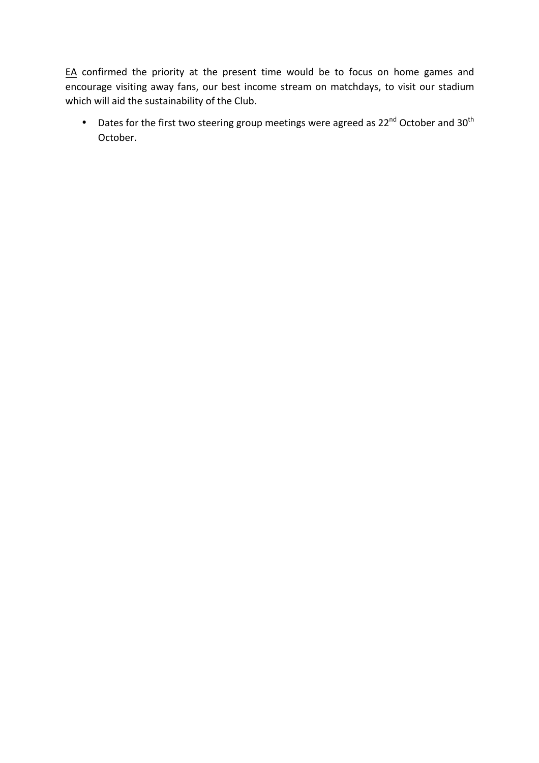EA confirmed the priority at the present time would be to focus on home games and encourage visiting away fans, our best income stream on matchdays, to visit our stadium which will aid the sustainability of the Club.

- Dates for the first two steering group meetings were agreed as 22nd October and 30th October.